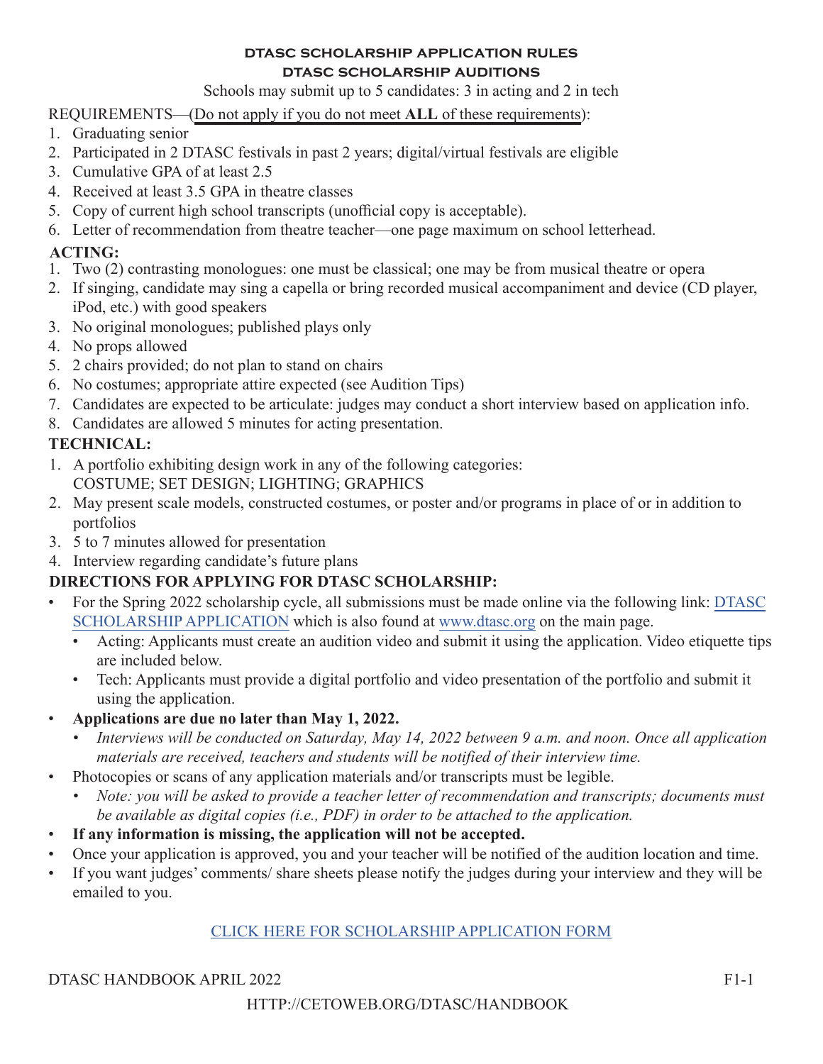## DTASC SCHOLARSHIP APPLICATION RULES

## DTASC SCHOLARSHIP AUDITIONS

Schools may submit up to 5 candidates: 3 in acting and 2 in tech

REQUIREMENTS—(Do not apply if you do not meet **ALL** of these requirements):

1. Graduating senior
2. Participated in 2 DTASC festivals in past 2 years; digital/virtual festivals are eligible
3. Cumulative GPA of at least 2.5
4. Received at least 3.5 GPA in theatre classes
5. Copy of current high school transcripts (unofficial copy is acceptable).
6. Letter of recommendation from theatre teacher—one page maximum on school letterhead.

**ACTING:**

1. Two (2) contrasting monologues: one must be classical; one may be from musical theatre or opera
2. If singing, candidate may sing a capella or bring recorded musical accompaniment and device (CD player, iPod, etc.) with good speakers
3. No original monologues; published plays only
4. No props allowed
5. 2 chairs provided; do not plan to stand on chairs
6. No costumes; appropriate attire expected (see Audition Tips)
7. Candidates are expected to be articulate: judges may conduct a short interview based on application info.
8. Candidates are allowed 5 minutes for acting presentation.

**TECHNICAL:**

1. A portfolio exhibiting design work in any of the following categories:
   COSTUME; SET DESIGN; LIGHTING; GRAPHICS
2. May present scale models, constructed costumes, or poster and/or programs in place of or in addition to portfolios
3. 5 to 7 minutes allowed for presentation
4. Interview regarding candidate's future plans

**DIRECTIONS FOR APPLYING FOR DTASC SCHOLARSHIP:**

- For the Spring 2022 scholarship cycle, all submissions must be made online via the following link: DTASC SCHOLARSHIP APPLICATION which is also found at www.dtasc.org on the main page.
  - Acting: Applicants must create an audition video and submit it using the application. Video etiquette tips are included below.
  - Tech: Applicants must provide a digital portfolio and video presentation of the portfolio and submit it using the application.
- **Applications are due no later than May 1, 2022.**
  - *Interviews will be conducted on Saturday, May 14, 2022 between 9 a.m. and noon. Once all application materials are received, teachers and students will be notified of their interview time.*
- Photocopies or scans of any application materials and/or transcripts must be legible.
  - *Note: you will be asked to provide a teacher letter of recommendation and transcripts; documents must be available as digital copies (i.e., PDF) in order to be attached to the application.*
- **If any information is missing, the application will not be accepted.**
- Once your application is approved, you and your teacher will be notified of the audition location and time.
- If you want judges' comments/ share sheets please notify the judges during your interview and they will be emailed to you.

CLICK HERE FOR SCHOLARSHIP APPLICATION FORM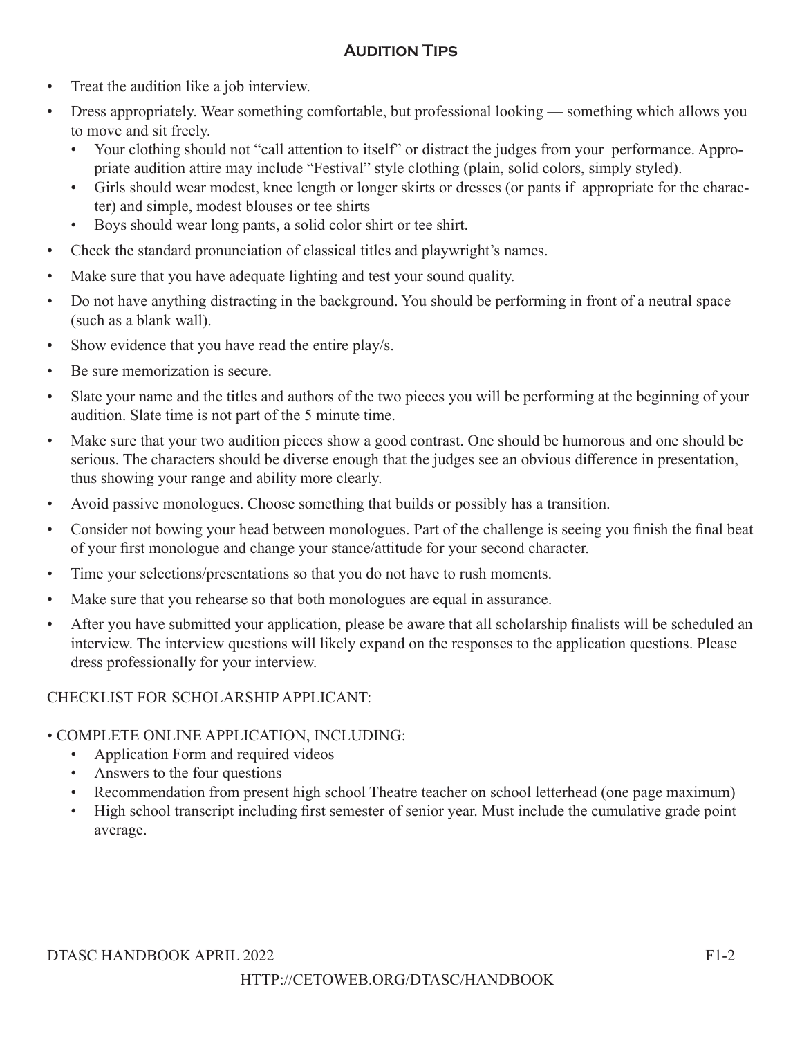## Audition Tips

- Treat the audition like a job interview.
- Dress appropriately. Wear something comfortable, but professional looking — something which allows you to move and sit freely.
  - Your clothing should not "call attention to itself" or distract the judges from your performance. Appropriate audition attire may include "Festival" style clothing (plain, solid colors, simply styled).
  - Girls should wear modest, knee length or longer skirts or dresses (or pants if appropriate for the character) and simple, modest blouses or tee shirts
  - Boys should wear long pants, a solid color shirt or tee shirt.
- Check the standard pronunciation of classical titles and playwright's names.
- Make sure that you have adequate lighting and test your sound quality.
- Do not have anything distracting in the background. You should be performing in front of a neutral space (such as a blank wall).
- Show evidence that you have read the entire play/s.
- Be sure memorization is secure.
- Slate your name and the titles and authors of the two pieces you will be performing at the beginning of your audition. Slate time is not part of the 5 minute time.
- Make sure that your two audition pieces show a good contrast. One should be humorous and one should be serious. The characters should be diverse enough that the judges see an obvious difference in presentation, thus showing your range and ability more clearly.
- Avoid passive monologues. Choose something that builds or possibly has a transition.
- Consider not bowing your head between monologues. Part of the challenge is seeing you finish the final beat of your first monologue and change your stance/attitude for your second character.
- Time your selections/presentations so that you do not have to rush moments.
- Make sure that you rehearse so that both monologues are equal in assurance.
- After you have submitted your application, please be aware that all scholarship finalists will be scheduled an interview. The interview questions will likely expand on the responses to the application questions. Please dress professionally for your interview.

CHECKLIST FOR SCHOLARSHIP APPLICANT:

- COMPLETE ONLINE APPLICATION, INCLUDING:
  - Application Form and required videos
  - Answers to the four questions
  - Recommendation from present high school Theatre teacher on school letterhead (one page maximum)
  - High school transcript including first semester of senior year. Must include the cumulative grade point average.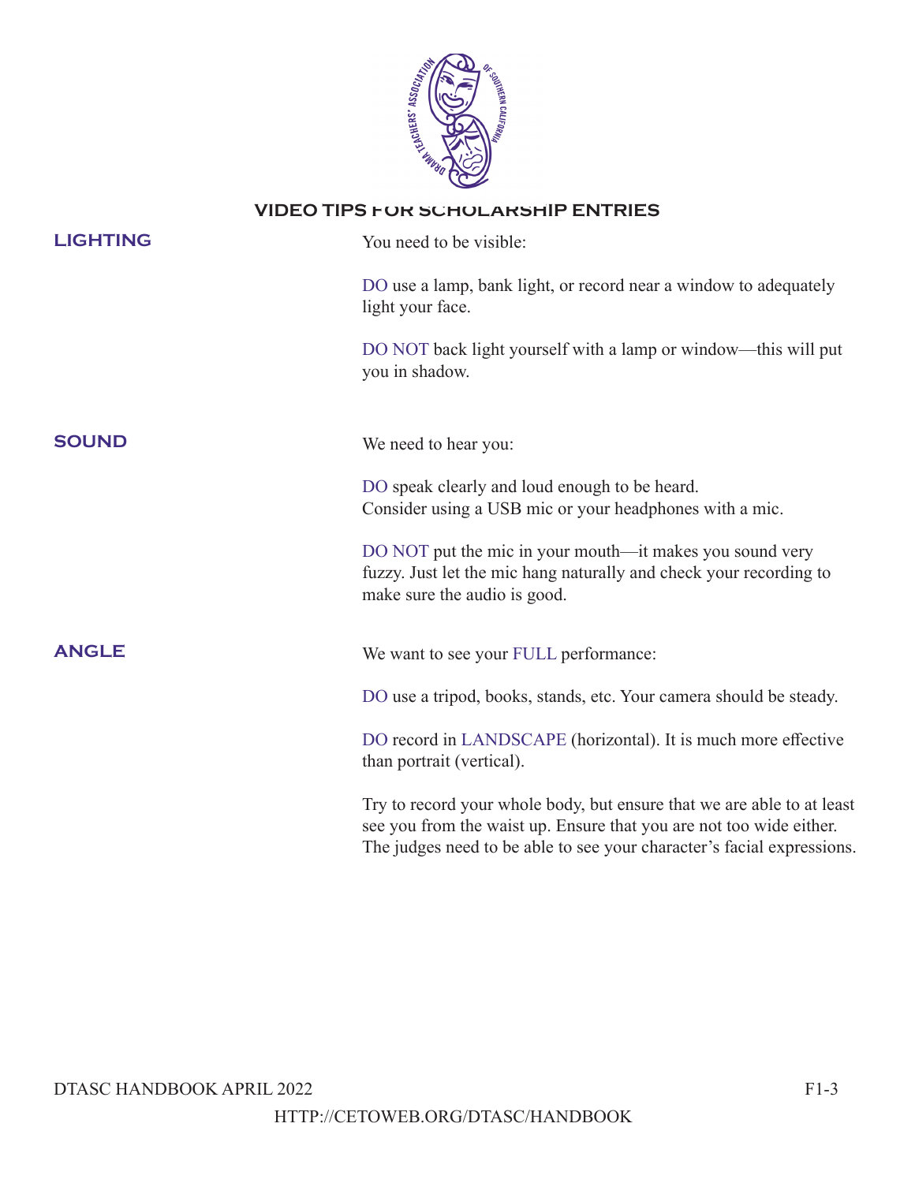## VIDEO TIPS FOR SCHOLARSHIP ENTRIES

### LIGHTING

You need to be visible:

DO use a lamp, bank light, or record near a window to adequately light your face.

DO NOT back light yourself with a lamp or window—this will put you in shadow.

### SOUND

We need to hear you:

DO speak clearly and loud enough to be heard.
Consider using a USB mic or your headphones with a mic.

DO NOT put the mic in your mouth—it makes you sound very fuzzy. Just let the mic hang naturally and check your recording to make sure the audio is good.

### ANGLE

We want to see your FULL performance:

DO use a tripod, books, stands, etc. Your camera should be steady.

DO record in LANDSCAPE (horizontal). It is much more effective than portrait (vertical).

Try to record your whole body, but ensure that we are able to at least see you from the waist up. Ensure that you are not too wide either. The judges need to be able to see your character's facial expressions.